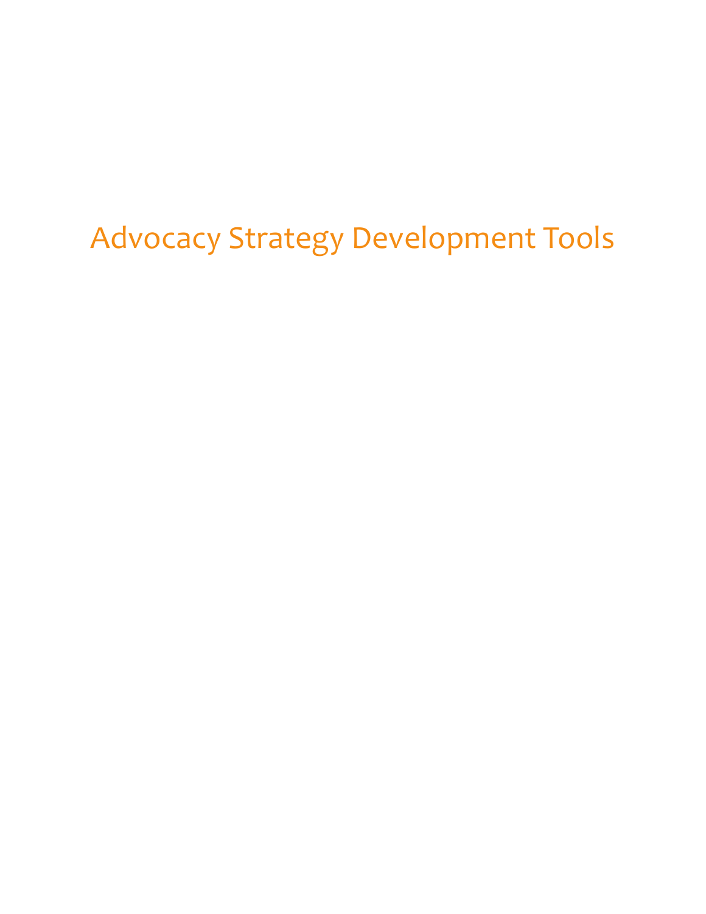# Advocacy Strategy Development Tools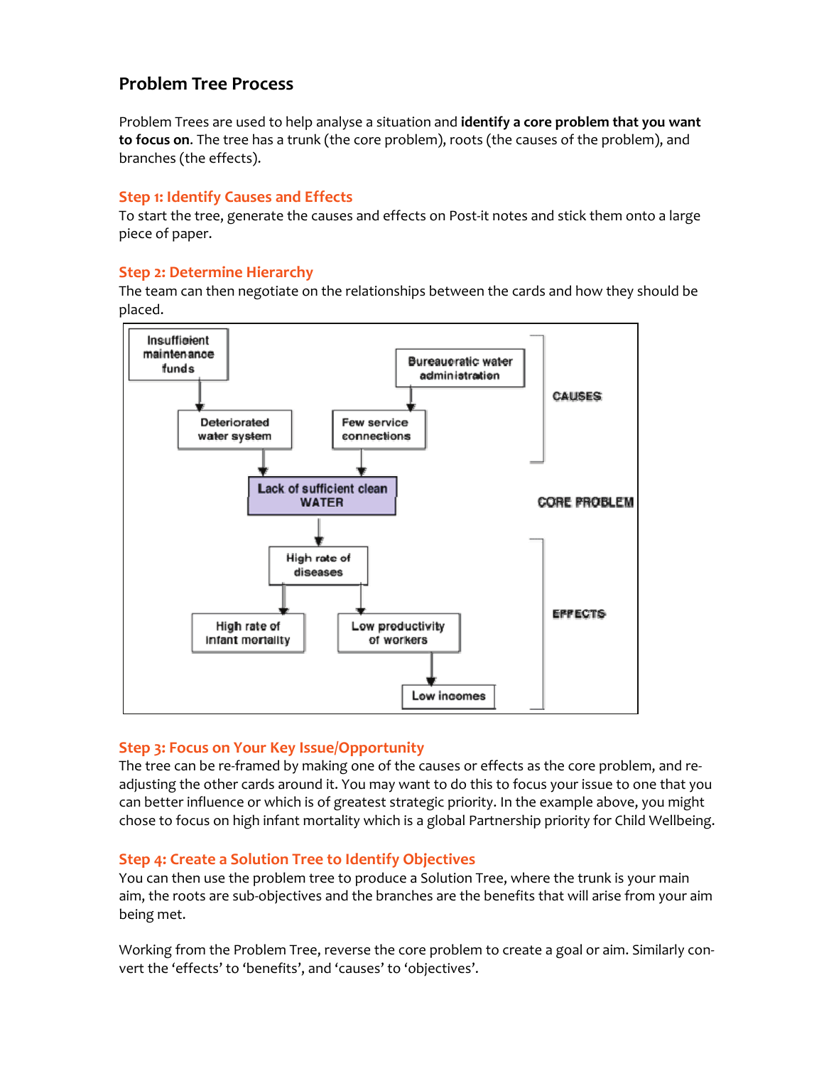## Problem Tree Process

Problem Trees are used to help analyse a situation and **identify a core problem that you want to focus on**. The tree has a trunk (the core problem), roots (the causes of the problem), and branches (the effects).

### Step 1: Identify Causes and Effects

To start the tree, generate the causes and effects on Post-it notes and stick them onto a large piece of paper.

### Step 2: Determine Hierarchy

The team can then negotiate on the relationships between the cards and how they should be placed.

Insufficient maintenance funds → Deteriorated water system

Bureaucratic water administration → Few service connections

CAUSES

Deteriorated water system → Lack of sufficient clean WATER

Few service connections → Lack of sufficient clean WATER

CORE PROBLEM: Lack of sufficient clean WATER

Lack of sufficient clean WATER → High rate of diseases

High rate of diseases → High rate of infant mortality

High rate of diseases → Low productivity of workers

Low productivity of workers → Low incomes

EFFECTS

### Step 3: Focus on Your Key Issue/Opportunity

The tree can be re-framed by making one of the causes or effects as the core problem, and re-adjusting the other cards around it. You may want to do this to focus your issue to one that you can better influence or which is of greatest strategic priority. In the example above, you might chose to focus on high infant mortality which is a global Partnership priority for Child Wellbeing.

### Step 4: Create a Solution Tree to Identify Objectives

You can then use the problem tree to produce a Solution Tree, where the trunk is your main aim, the roots are sub-objectives and the branches are the benefits that will arise from your aim being met.

Working from the Problem Tree, reverse the core problem to create a goal or aim. Similarly convert the 'effects' to 'benefits', and 'causes' to 'objectives'.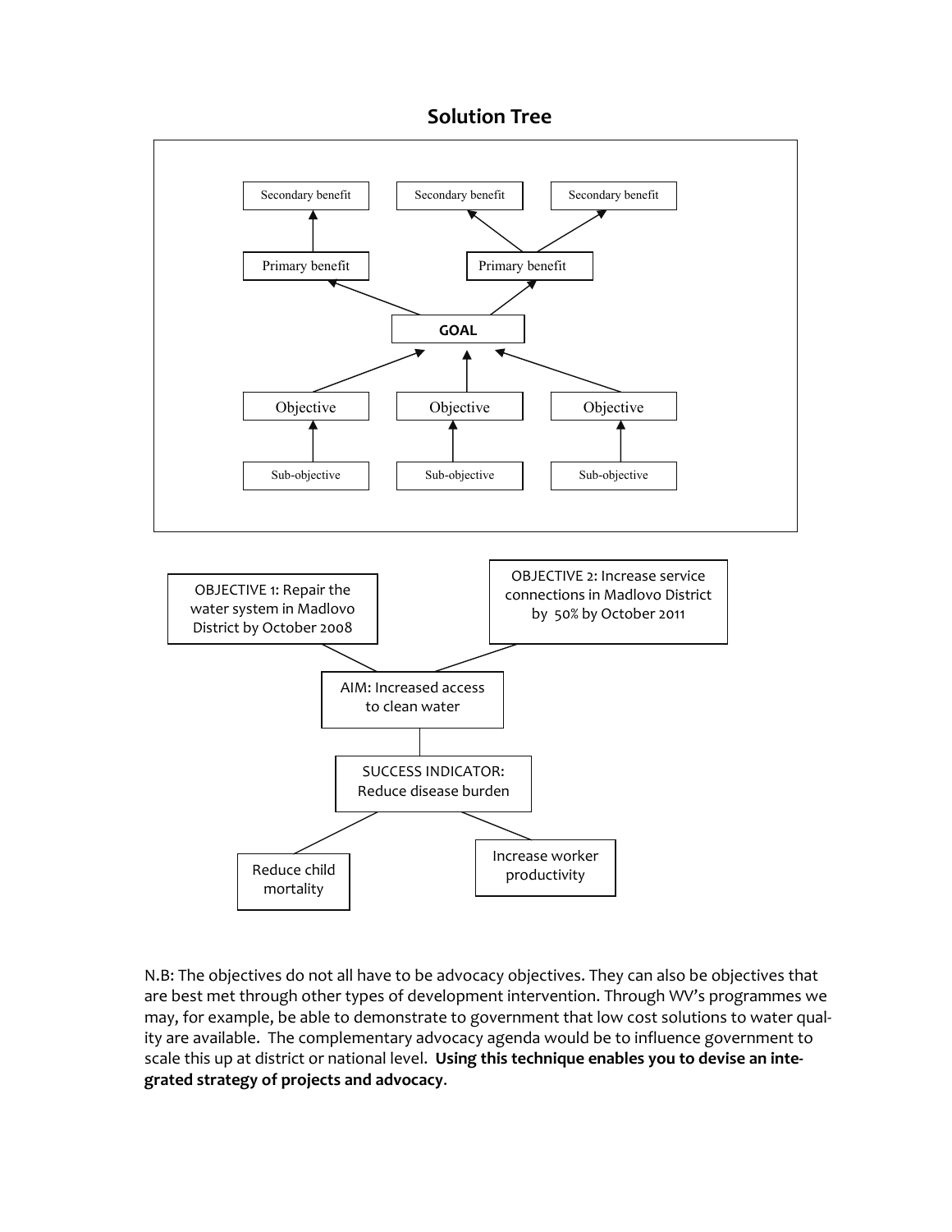## Solution Tree

Secondary benefit | Secondary benefit | Secondary benefit

Primary benefit | Primary benefit

**GOAL**

Objective | Objective | Objective

Sub-objective | Sub-objective | Sub-objective

OBJECTIVE 1: Repair the water system in Madlovo District by October 2008

OBJECTIVE 2: Increase service connections in Madlovo District by 50% by October 2011

AIM: Increased access to clean water

SUCCESS INDICATOR: Reduce disease burden

Reduce child mortality

Increase worker productivity

N.B: The objectives do not all have to be advocacy objectives. They can also be objectives that are best met through other types of development intervention. Through WV's programmes we may, for example, be able to demonstrate to government that low cost solutions to water quality are available. The complementary advocacy agenda would be to influence government to scale this up at district or national level. **Using this technique enables you to devise an integrated strategy of projects and advocacy**.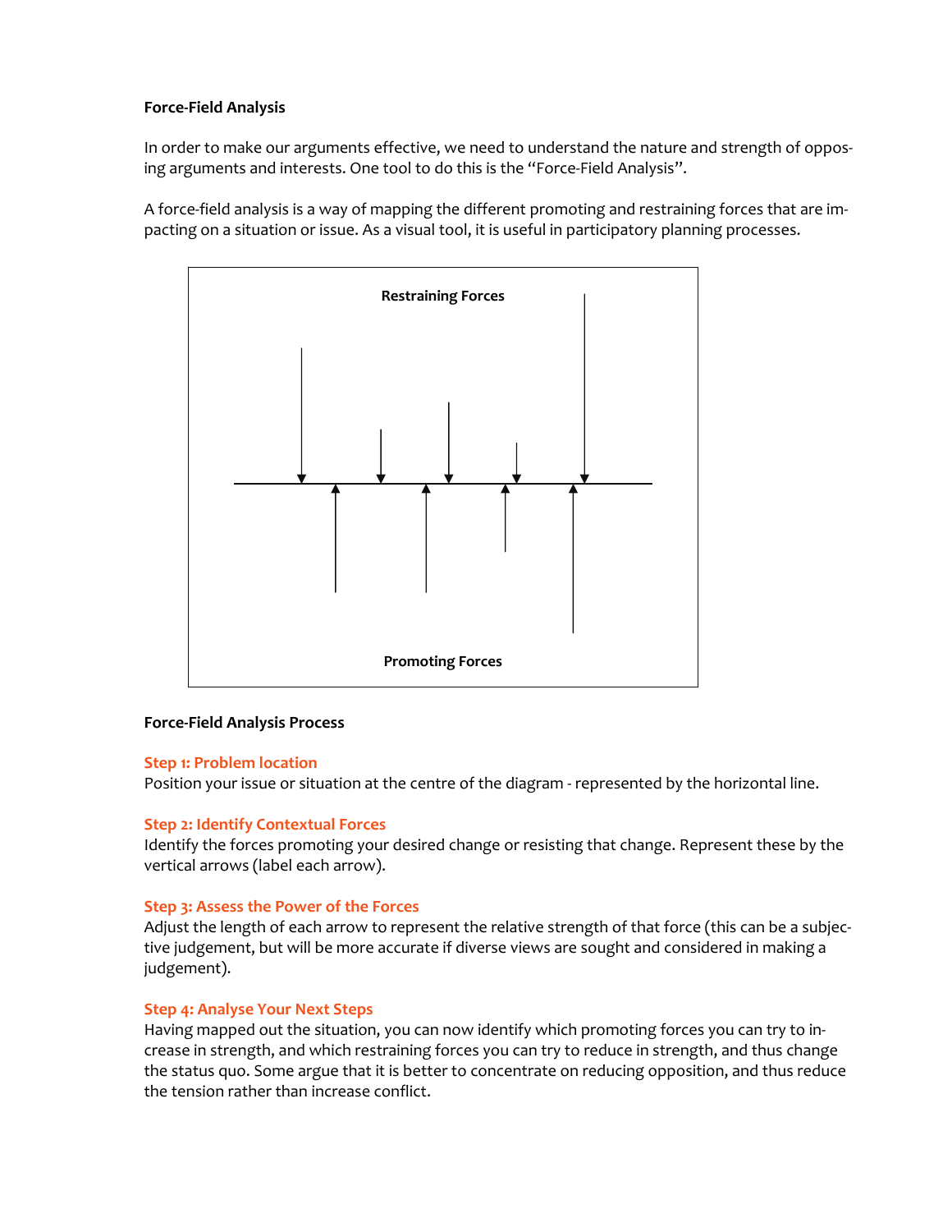**Force-Field Analysis**

In order to make our arguments effective, we need to understand the nature and strength of opposing arguments and interests. One tool to do this is the "Force-Field Analysis".

A force-field analysis is a way of mapping the different promoting and restraining forces that are impacting on a situation or issue. As a visual tool, it is useful in participatory planning processes.

Restraining Forces

Promoting Forces

**Force-Field Analysis Process**

**Step 1: Problem location**

Position your issue or situation at the centre of the diagram - represented by the horizontal line.

**Step 2: Identify Contextual Forces**

Identify the forces promoting your desired change or resisting that change. Represent these by the vertical arrows (label each arrow).

**Step 3: Assess the Power of the Forces**

Adjust the length of each arrow to represent the relative strength of that force (this can be a subjective judgement, but will be more accurate if diverse views are sought and considered in making a judgement).

**Step 4: Analyse Your Next Steps**

Having mapped out the situation, you can now identify which promoting forces you can try to increase in strength, and which restraining forces you can try to reduce in strength, and thus change the status quo. Some argue that it is better to concentrate on reducing opposition, and thus reduce the tension rather than increase conflict.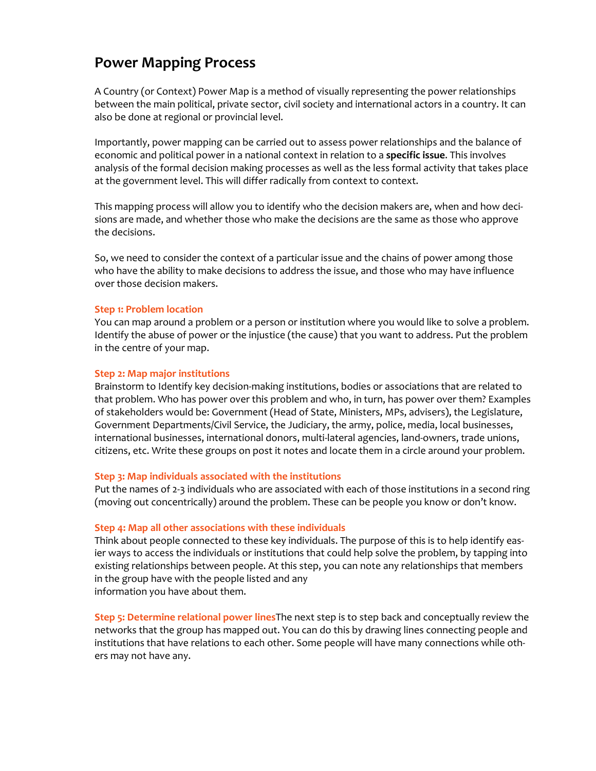# Power Mapping Process

A Country (or Context) Power Map is a method of visually representing the power relationships between the main political, private sector, civil society and international actors in a country. It can also be done at regional or provincial level.

Importantly, power mapping can be carried out to assess power relationships and the balance of economic and political power in a national context in relation to a **specific issue**. This involves analysis of the formal decision making processes as well as the less formal activity that takes place at the government level. This will differ radically from context to context.

This mapping process will allow you to identify who the decision makers are, when and how decisions are made, and whether those who make the decisions are the same as those who approve the decisions.

So, we need to consider the context of a particular issue and the chains of power among those who have the ability to make decisions to address the issue, and those who may have influence over those decision makers.

### Step 1: Problem location

You can map around a problem or a person or institution where you would like to solve a problem. Identify the abuse of power or the injustice (the cause) that you want to address. Put the problem in the centre of your map.

### Step 2: Map major institutions

Brainstorm to Identify key decision-making institutions, bodies or associations that are related to that problem. Who has power over this problem and who, in turn, has power over them? Examples of stakeholders would be: Government (Head of State, Ministers, MPs, advisers), the Legislature, Government Departments/Civil Service, the Judiciary, the army, police, media, local businesses, international businesses, international donors, multi-lateral agencies, land-owners, trade unions, citizens, etc. Write these groups on post it notes and locate them in a circle around your problem.

### Step 3: Map individuals associated with the institutions

Put the names of 2-3 individuals who are associated with each of those institutions in a second ring (moving out concentrically) around the problem. These can be people you know or don't know.

### Step 4: Map all other associations with these individuals

Think about people connected to these key individuals. The purpose of this is to help identify easier ways to access the individuals or institutions that could help solve the problem, by tapping into existing relationships between people. At this step, you can note any relationships that members in the group have with the people listed and any information you have about them.

### Step 5: Determine relational power lines

The next step is to step back and conceptually review the networks that the group has mapped out. You can do this by drawing lines connecting people and institutions that have relations to each other. Some people will have many connections while others may not have any.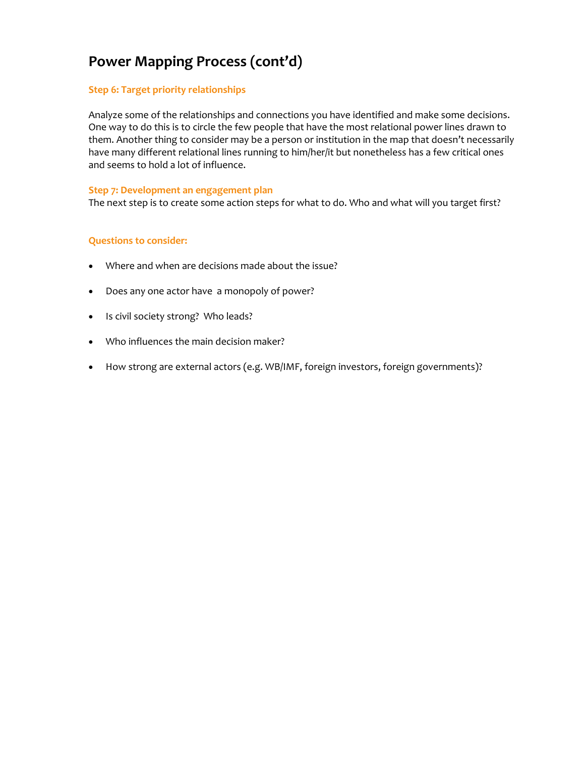# Power Mapping Process (cont'd)

### Step 6: Target priority relationships

Analyze some of the relationships and connections you have identified and make some decisions. One way to do this is to circle the few people that have the most relational power lines drawn to them. Another thing to consider may be a person or institution in the map that doesn't necessarily have many different relational lines running to him/her/it but nonetheless has a few critical ones and seems to hold a lot of influence.

### Step 7: Development an engagement plan

The next step is to create some action steps for what to do. Who and what will you target first?

### Questions to consider:

- Where and when are decisions made about the issue?
- Does any one actor have a monopoly of power?
- Is civil society strong? Who leads?
- Who influences the main decision maker?
- How strong are external actors (e.g. WB/IMF, foreign investors, foreign governments)?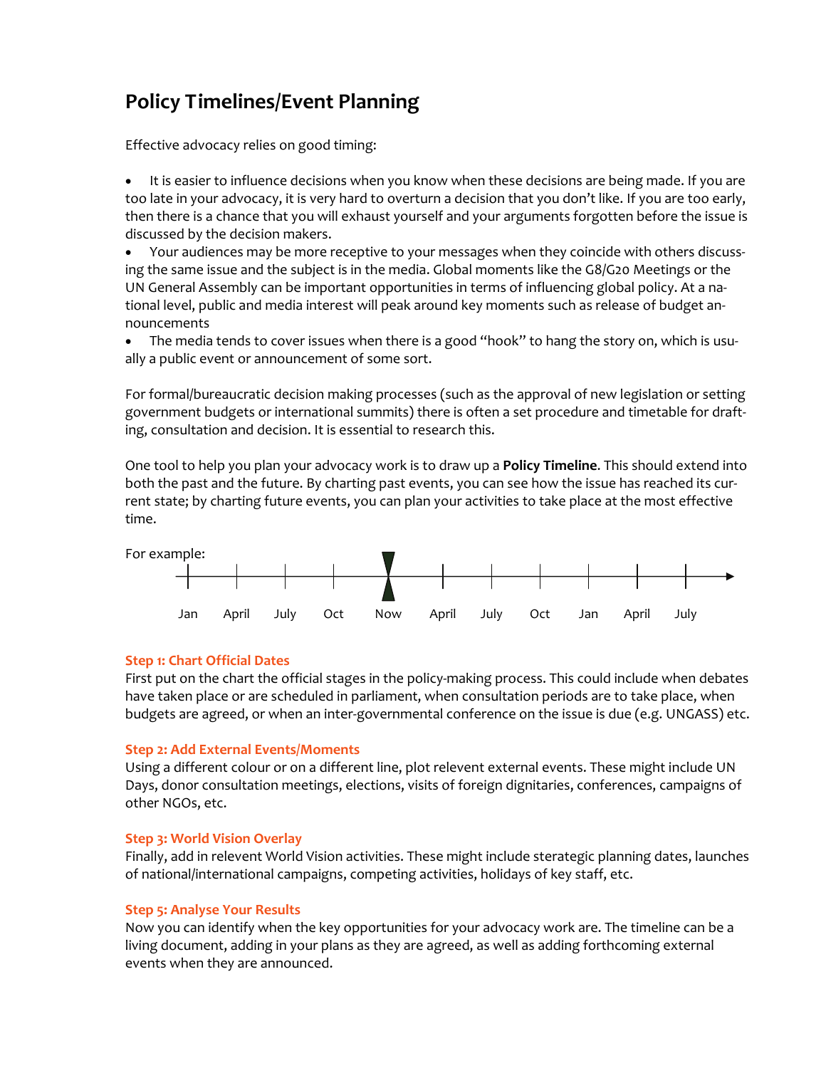# Policy Timelines/Event Planning

Effective advocacy relies on good timing:

- It is easier to influence decisions when you know when these decisions are being made. If you are too late in your advocacy, it is very hard to overturn a decision that you don't like. If you are too early, then there is a chance that you will exhaust yourself and your arguments forgotten before the issue is discussed by the decision makers.
- Your audiences may be more receptive to your messages when they coincide with others discussing the same issue and the subject is in the media. Global moments like the G8/G20 Meetings or the UN General Assembly can be important opportunities in terms of influencing global policy. At a national level, public and media interest will peak around key moments such as release of budget announcements
- The media tends to cover issues when there is a good "hook" to hang the story on, which is usually a public event or announcement of some sort.

For formal/bureaucratic decision making processes (such as the approval of new legislation or setting government budgets or international summits) there is often a set procedure and timetable for drafting, consultation and decision. It is essential to research this.

One tool to help you plan your advocacy work is to draw up a **Policy Timeline**. This should extend into both the past and the future. By charting past events, you can see how the issue has reached its current state; by charting future events, you can plan your activities to take place at the most effective time.

For example:

Jan | April | July | Oct | Now | April | July | Oct | Jan | April | July

### Step 1: Chart Official Dates

First put on the chart the official stages in the policy-making process. This could include when debates have taken place or are scheduled in parliament, when consultation periods are to take place, when budgets are agreed, or when an inter-governmental conference on the issue is due (e.g. UNGASS) etc.

### Step 2: Add External Events/Moments

Using a different colour or on a different line, plot relevent external events. These might include UN Days, donor consultation meetings, elections, visits of foreign dignitaries, conferences, campaigns of other NGOs, etc.

### Step 3: World Vision Overlay

Finally, add in relevent World Vision activities. These might include sterategic planning dates, launches of national/international campaigns, competing activities, holidays of key staff, etc.

### Step 5: Analyse Your Results

Now you can identify when the key opportunities for your advocacy work are. The timeline can be a living document, adding in your plans as they are agreed, as well as adding forthcoming external events when they are announced.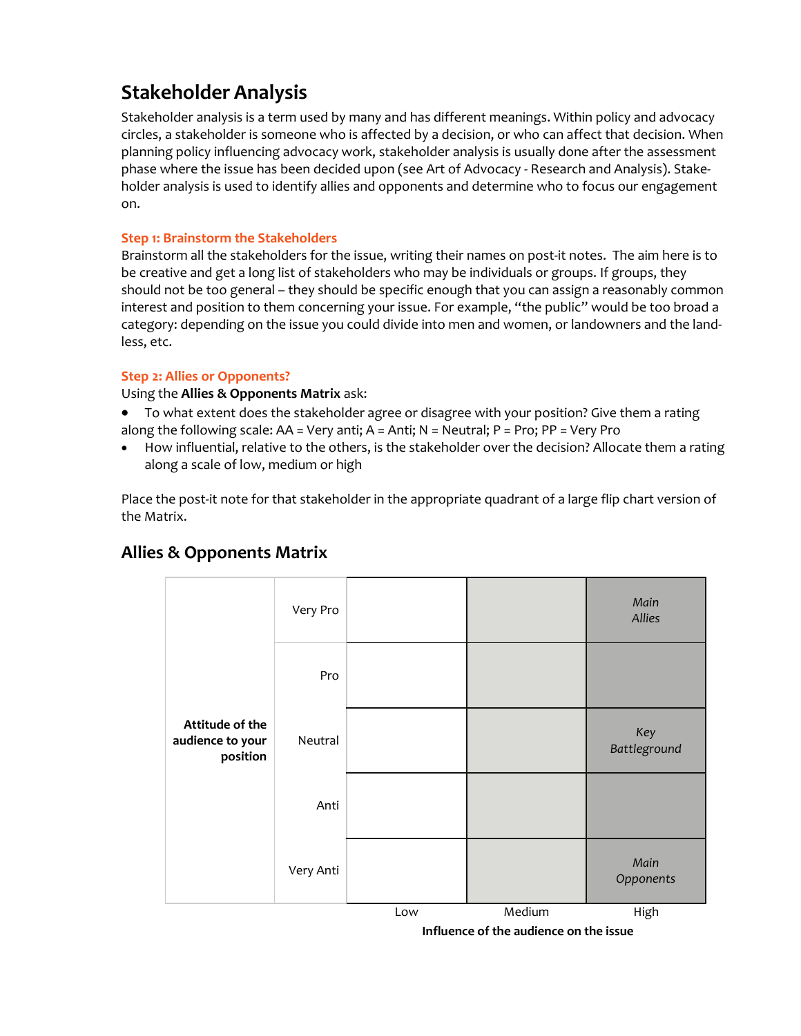# Stakeholder Analysis

Stakeholder analysis is a term used by many and has different meanings. Within policy and advocacy circles, a stakeholder is someone who is affected by a decision, or who can affect that decision. When planning policy influencing advocacy work, stakeholder analysis is usually done after the assessment phase where the issue has been decided upon (see Art of Advocacy - Research and Analysis). Stakeholder analysis is used to identify allies and opponents and determine who to focus our engagement on.

### Step 1: Brainstorm the Stakeholders

Brainstorm all the stakeholders for the issue, writing their names on post-it notes. The aim here is to be creative and get a long list of stakeholders who may be individuals or groups. If groups, they should not be too general – they should be specific enough that you can assign a reasonably common interest and position to them concerning your issue. For example, "the public" would be too broad a category: depending on the issue you could divide into men and women, or landowners and the landless, etc.

### Step 2: Allies or Opponents?

Using the **Allies & Opponents Matrix** ask:

- To what extent does the stakeholder agree or disagree with your position? Give them a rating along the following scale: AA = Very anti; A = Anti; N = Neutral; P = Pro; PP = Very Pro
- How influential, relative to the others, is the stakeholder over the decision? Allocate them a rating along a scale of low, medium or high

Place the post-it note for that stakeholder in the appropriate quadrant of a large flip chart version of the Matrix.

## Allies & Opponents Matrix

| **Attitude of the audience to your position** | | Low | Medium | High |
|---|---|---|---|---|
| | Very Pro | | | *Main Allies* |
| | Pro | | | |
| | Neutral | | | *Key Battleground* |
| | Anti | | | |
| | Very Anti | | | *Main Opponents* |

**Influence of the audience on the issue**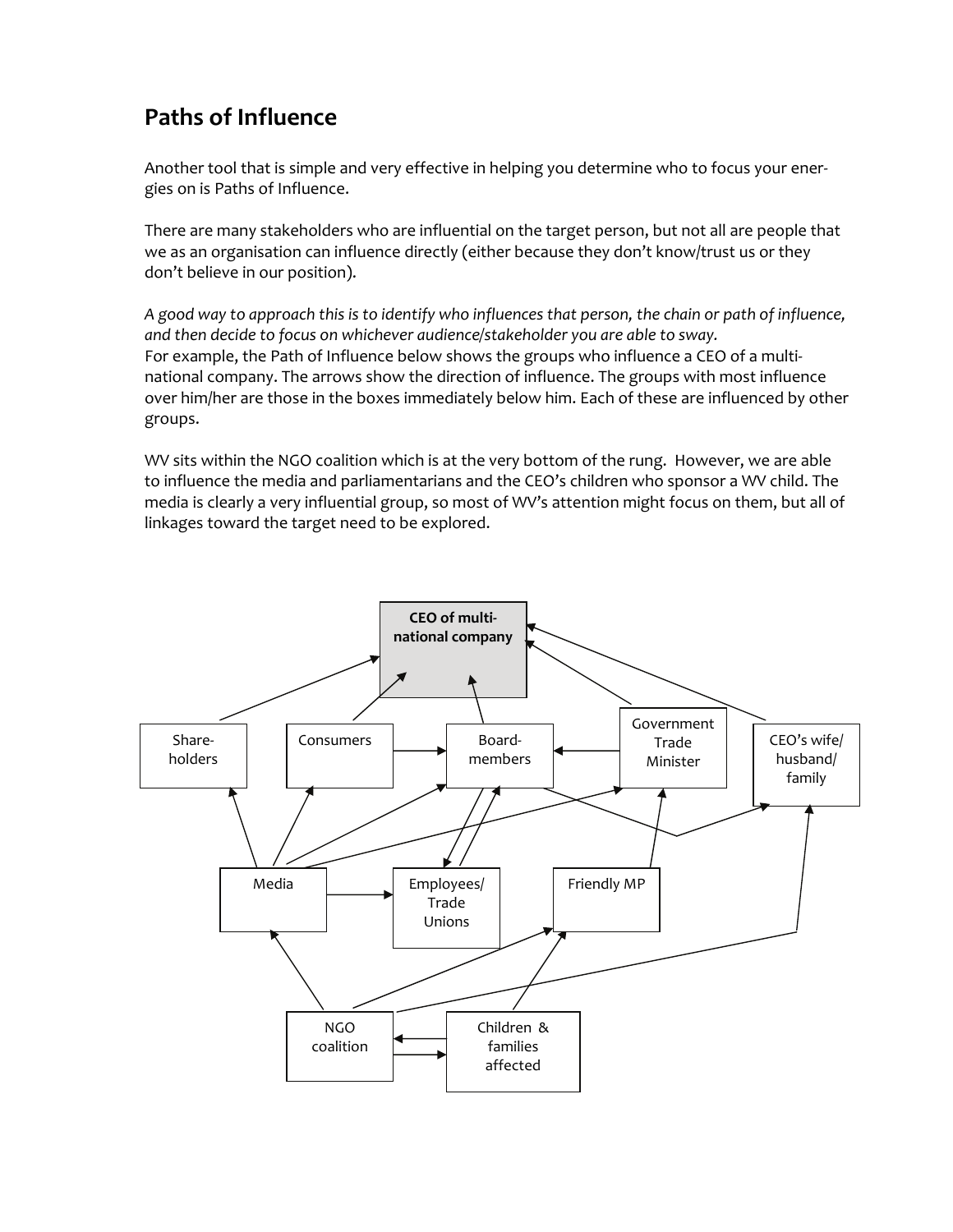## Paths of Influence

Another tool that is simple and very effective in helping you determine who to focus your energies on is Paths of Influence.

There are many stakeholders who are influential on the target person, but not all are people that we as an organisation can influence directly (either because they don't know/trust us or they don't believe in our position).

*A good way to approach this is to identify who influences that person, the chain or path of influence, and then decide to focus on whichever audience/stakeholder you are able to sway.*
For example, the Path of Influence below shows the groups who influence a CEO of a multi-national company. The arrows show the direction of influence. The groups with most influence over him/her are those in the boxes immediately below him. Each of these are influenced by other groups.

WV sits within the NGO coalition which is at the very bottom of the rung. However, we are able to influence the media and parliamentarians and the CEO's children who sponsor a WV child. The media is clearly a very influential group, so most of WV's attention might focus on them, but all of linkages toward the target need to be explored.

**CEO of multi-national company**

Share-holders

Consumers

Board-members

Government Trade Minister

CEO's wife/ husband/ family

Media

Employees/ Trade Unions

Friendly MP

NGO coalition

Children & families affected